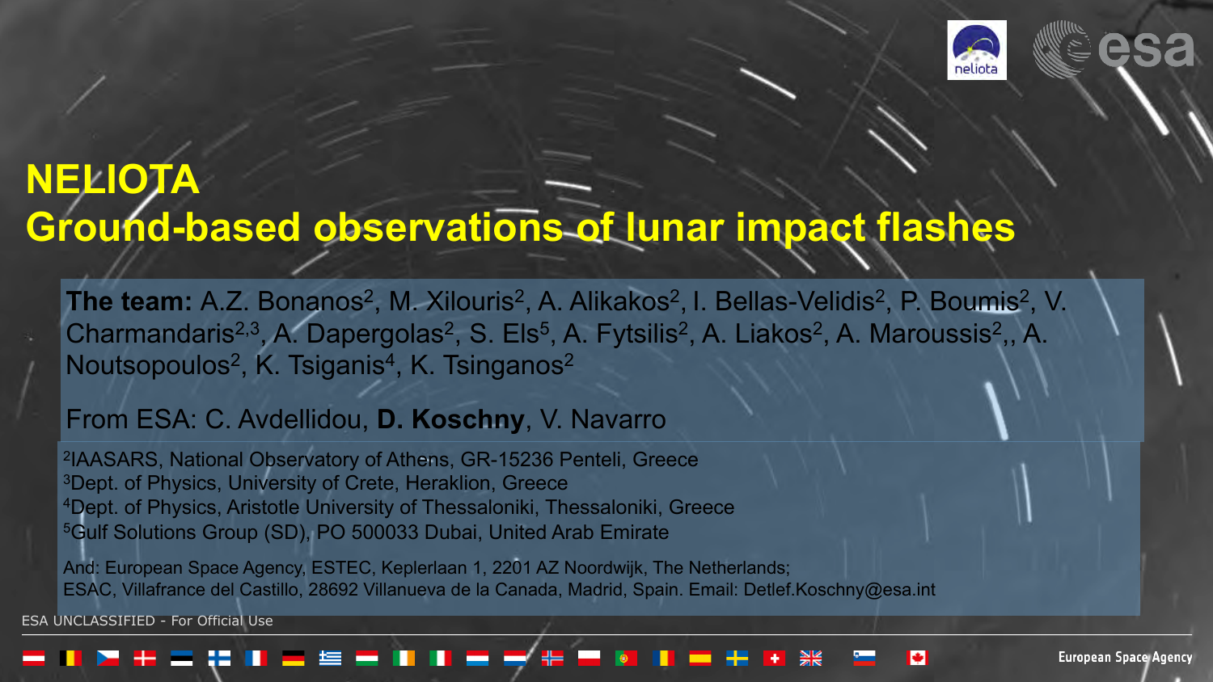# NELIOTA

## Ground-based observations of lunar impact flashes

**The team:** A.Z. Bonanos[2], M. Xilouris[2], A. Alikakos[2], I. Bellas-Velidis[2], P. Boumis[2], V. Charmandaris[2,3], A. Dapergolas[2], S. Els[5], A. Fytsilis[2], A. Liakos[2], A. Maroussis[2],, A. Noutsopoulos[2], K. Tsiganis[4], K. Tsinganos[2]

From ESA: C. Avdellidou, **D. Koschny**, V. Navarro

[2]IAASARS, National Observatory of Athens, GR-15236 Penteli, Greece
[3]Dept. of Physics, University of Crete, Heraklion, Greece
[4]Dept. of Physics, Aristotle University of Thessaloniki, Thessaloniki, Greece
[5]Gulf Solutions Group (SD), PO 500033 Dubai, United Arab Emirate

And: European Space Agency, ESTEC, Keplerlaan 1, 2201 AZ Noordwijk, The Netherlands;
ESAC, Villafrance del Castillo, 28692 Villanueva de la Canada, Madrid, Spain. Email: Detlef.Koschny@esa.int

ESA UNCLASSIFIED - For Official Use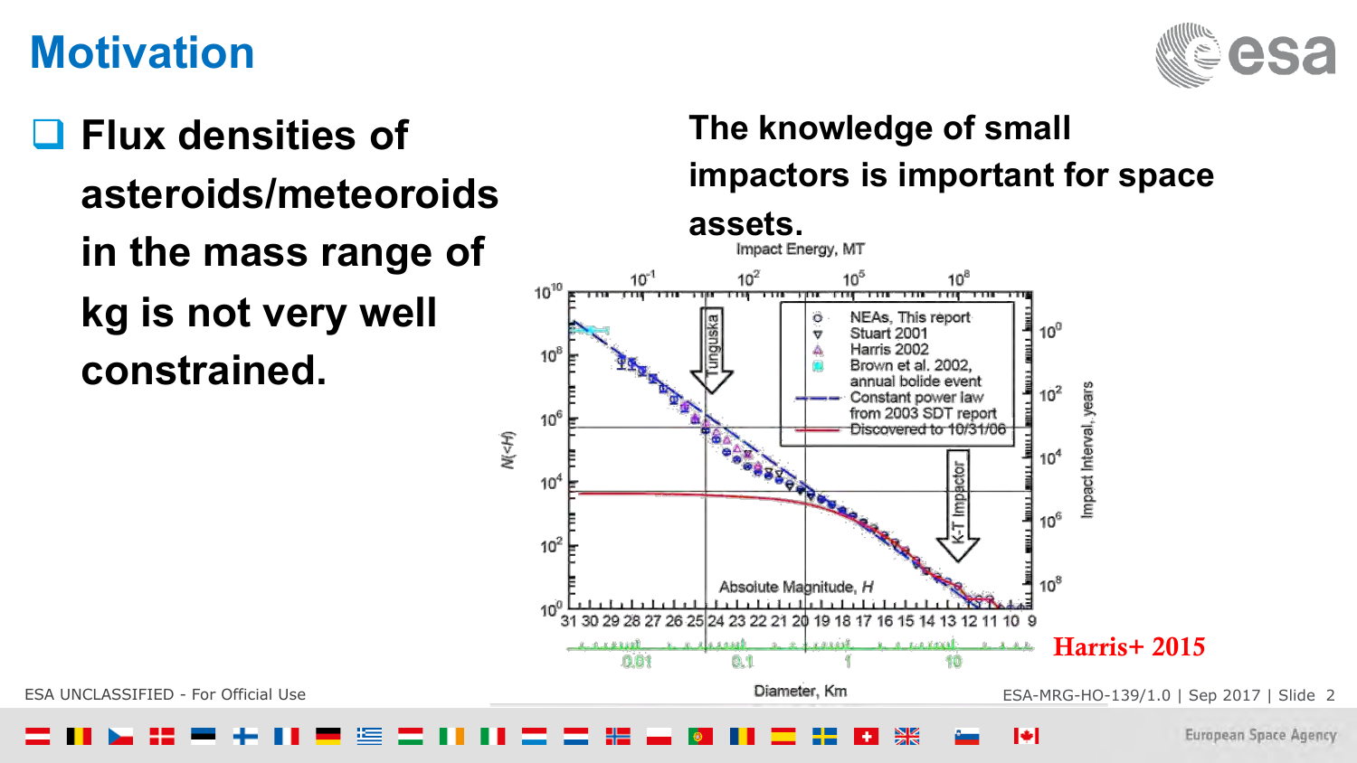# Motivation

- **Flux densities of asteroids/meteoroids in the mass range of kg is not very well constrained.**

**The knowledge of small impactors is important for space assets.**

Harris+ 2015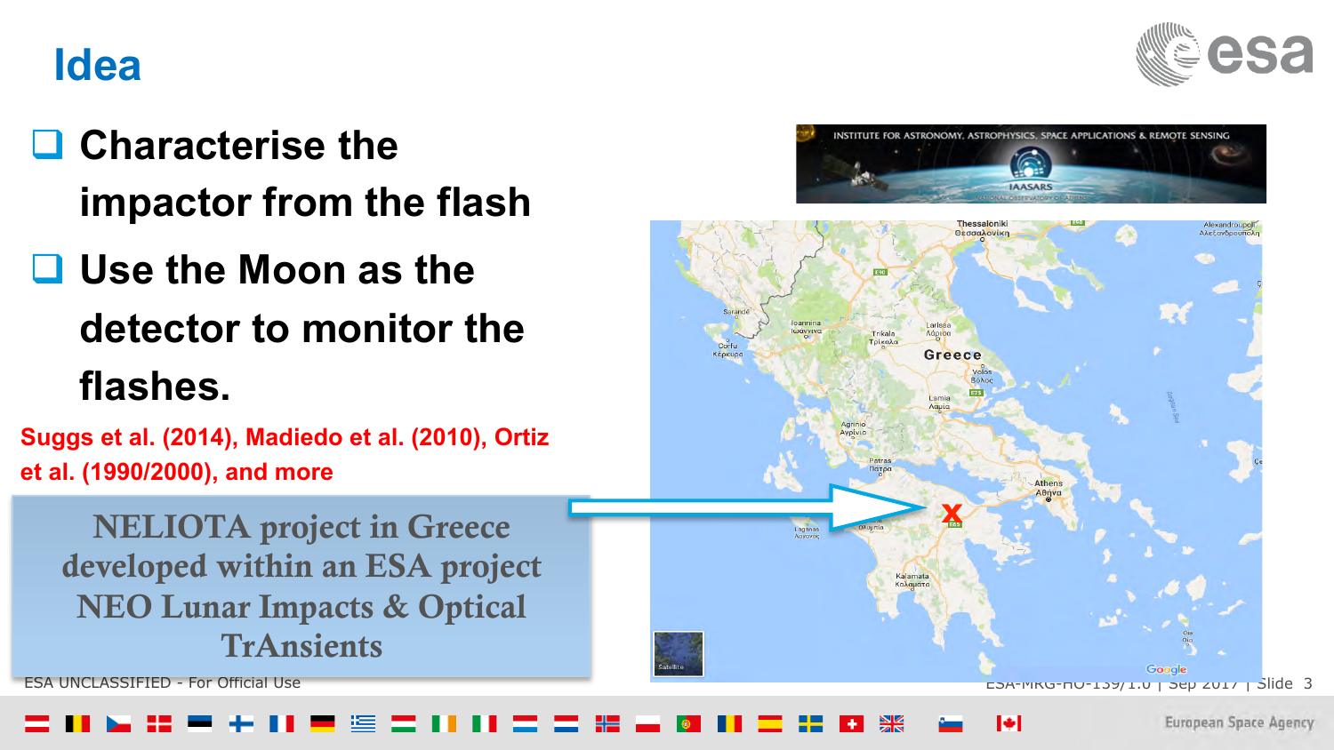# Idea

- Characterise the impactor from the flash
- Use the Moon as the detector to monitor the flashes.

Suggs et al. (2014), Madiedo et al. (2010), Ortiz et al. (1990/2000), and more

NELIOTA project in Greece developed within an ESA project NEO Lunar Impacts & Optical TrAnsients

INSTITUTE FOR ASTRONOMY, ASTROPHYSICS, SPACE APPLICATIONS & REMOTE SENSING

IAASARS

NATIONAL OBSERVATORY OF ATHENS

ESA UNCLASSIFIED - For Official Use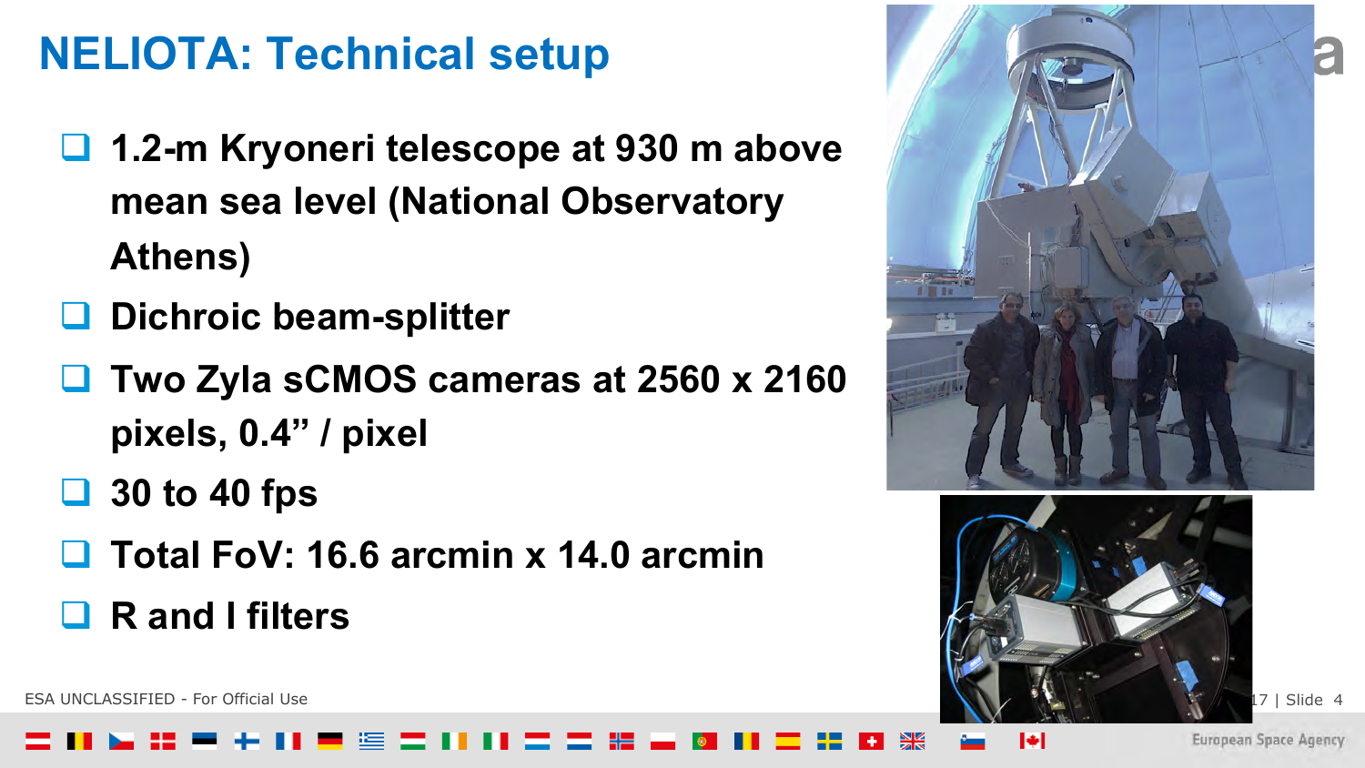# NELIOTA: Technical setup

- 1.2-m Kryoneri telescope at 930 m above mean sea level (National Observatory Athens)
- Dichroic beam-splitter
- Two Zyla sCMOS cameras at 2560 x 2160 pixels, 0.4” / pixel
- 30 to 40 fps
- Total FoV: 16.6 arcmin x 14.0 arcmin
- R and I filters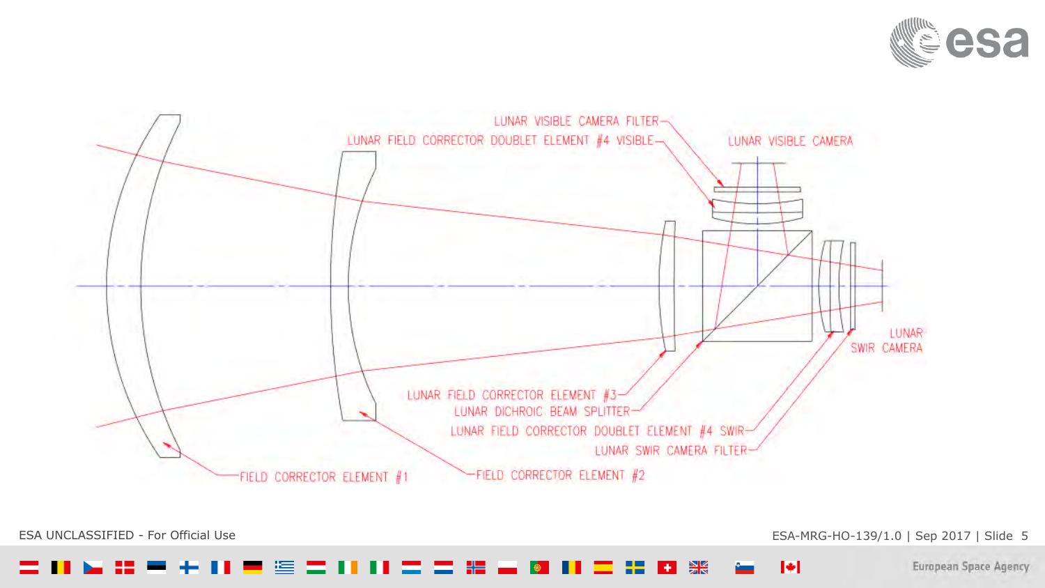LUNAR VISIBLE CAMERA FILTER

LUNAR FIELD CORRECTOR DOUBLET ELEMENT #4 VISIBLE

LUNAR VISIBLE CAMERA

LUNAR SWIR CAMERA

LUNAR FIELD CORRECTOR ELEMENT #3

LUNAR DICHROIC BEAM SPLITTER

LUNAR FIELD CORRECTOR DOUBLET ELEMENT #4 SWIR

LUNAR SWIR CAMERA FILTER

FIELD CORRECTOR ELEMENT #1

FIELD CORRECTOR ELEMENT #2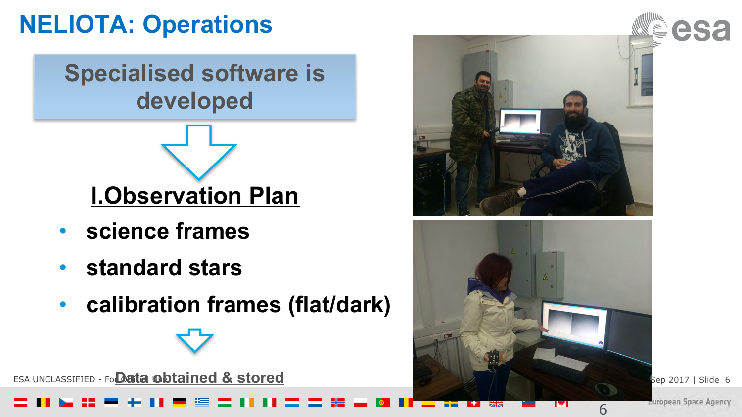# NELIOTA: Operations

**Specialised software is developed**

**I.Observation Plan**

- **science frames**
- **standard stars**
- **calibration frames (flat/dark)**

**Data obtained & stored**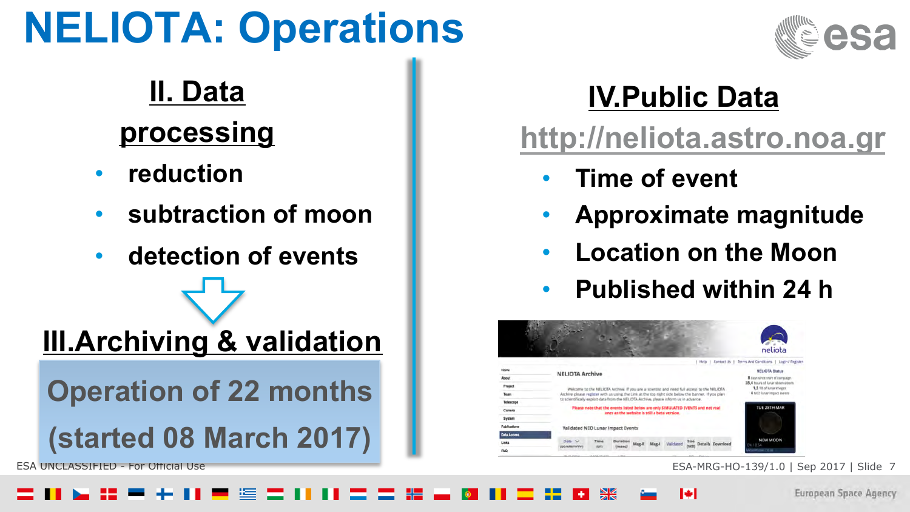# NELIOTA: Operations

## II. Data processing

- reduction
- subtraction of moon
- detection of events

## III.Archiving & validation

**Operation of 22 months (started 08 March 2017)**

## IV.Public Data

http://neliota.astro.noa.gr

- Time of event
- Approximate magnitude
- Location on the Moon
- Published within 24 h

ESA UNCLASSIFIED - For Official Use

ESA-MRG-HO-139/1.0 | Sep 2017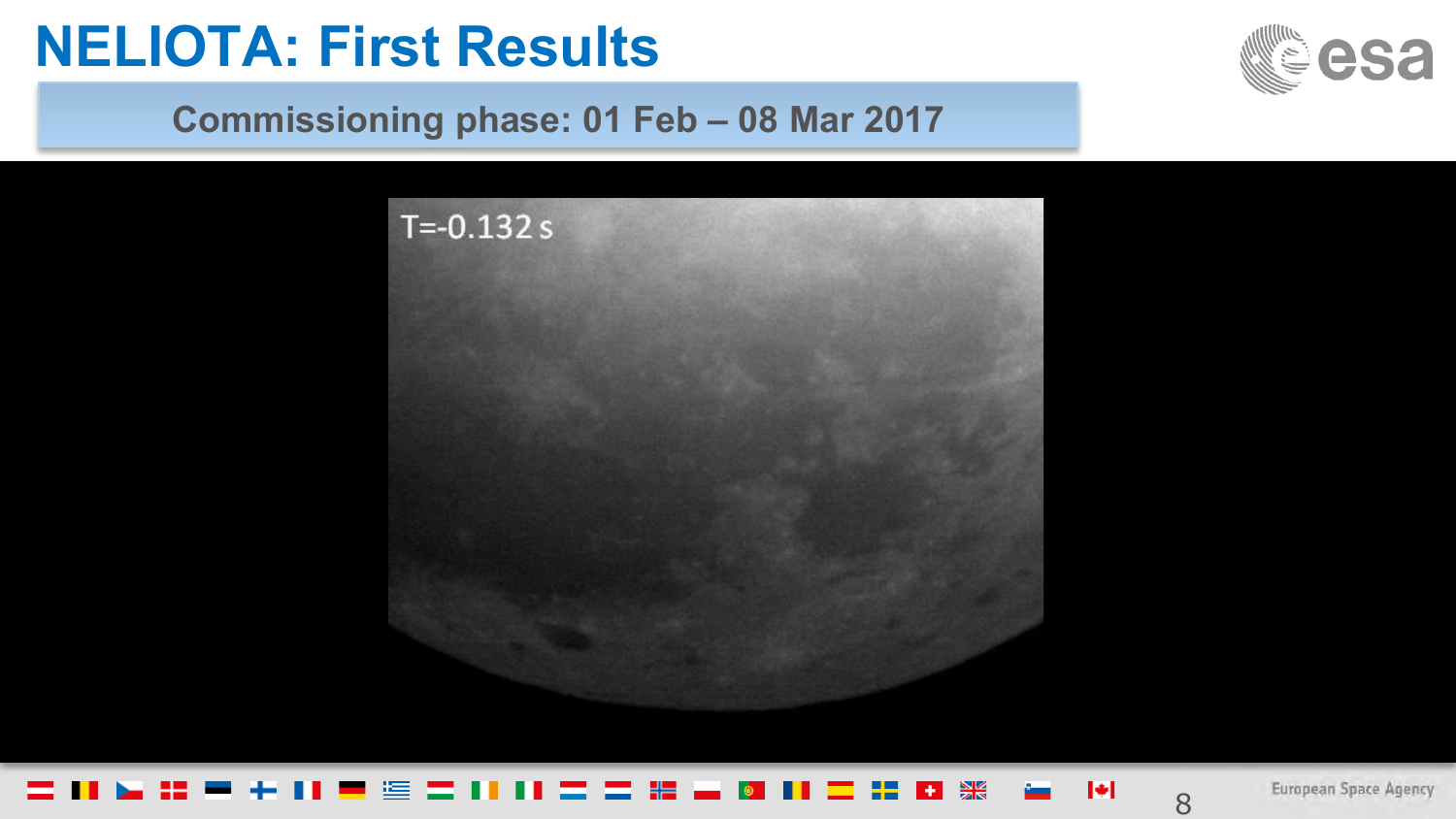# NELIOTA: First Results

## Commissioning phase: 01 Feb – 08 Mar 2017

T=-0.132 s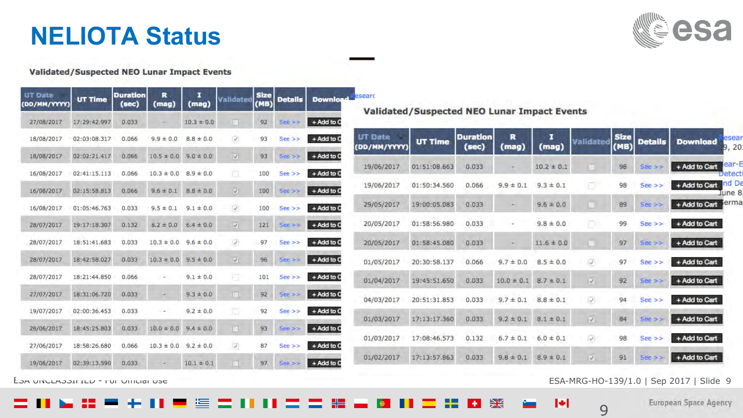# NELIOTA Status

## Validated/Suspected NEO Lunar Impact Events

| UT Date (DD/MM/YYYY) | UT Time | Duration (sec) | R (mag) | I (mag) | Validated | Size (MB) | Details | Download |
|---|---|---|---|---|---|---|---|---|
| 27/08/2017 | 17:29:42.997 | 0.033 | - | 10.3 ± 0.0 | ☐ | 92 | See >> | + Add to C |
| 18/08/2017 | 02:03:08.317 | 0.066 | 9.9 ± 0.0 | 8.8 ± 0.0 | ☑ | 93 | See >> | + Add to C |
| 18/08/2017 | 02:02:21.417 | 0.066 | 10.5 ± 0.0 | 9.0 ± 0.0 | ☑ | 93 | See >> | + Add to C |
| 16/08/2017 | 02:41:15.113 | 0.066 | 10.3 ± 0.0 | 8.9 ± 0.0 | ☐ | 100 | See >> | + Add to C |
| 16/08/2017 | 02:15:58.813 | 0.066 | 9.6 ± 0.1 | 8.8 ± 0.0 | ☑ | 100 | See >> | + Add to C |
| 16/08/2017 | 01:05:46.763 | 0.033 | 9.5 ± 0.1 | 9.1 ± 0.0 | ☑ | 100 | See >> | + Add to C |
| 28/07/2017 | 19:17:18.307 | 0.132 | 8.2 ± 0.0 | 6.4 ± 0.0 | ☑ | 121 | See >> | + Add to C |
| 28/07/2017 | 18:51:41.683 | 0.033 | 10.3 ± 0.0 | 9.6 ± 0.0 | ☑ | 97 | See >> | + Add to C |
| 28/07/2017 | 18:42:58.027 | 0.033 | 10.3 ± 0.0 | 9.5 ± 0.0 | ☑ | 96 | See >> | + Add to C |
| 28/07/2017 | 18:21:44.850 | 0.066 | - | 9.1 ± 0.0 | ☐ | 101 | See >> | + Add to C |
| 27/07/2017 | 18:31:06.720 | 0.033 | - | 9.3 ± 0.0 | ☐ | 92 | See >> | + Add to C |
| 19/07/2017 | 02:00:36.453 | 0.033 | - | 9.2 ± 0.0 | ☐ | 92 | See >> | + Add to C |
| 28/06/2017 | 18:45:25.803 | 0.033 | 10.0 ± 0.0 | 9.4 ± 0.0 | ☐ | 93 | See >> | + Add to C |
| 27/06/2017 | 18:58:26.680 | 0.066 | 10.3 ± 0.0 | 9.2 ± 0.0 | ☑ | 87 | See >> | + Add to C |
| 19/06/2017 | 02:39:13.590 | 0.033 | - | 10.1 ± 0.1 | ☐ | 97 | See >> | + Add to C |

## Validated/Suspected NEO Lunar Impact Events

| UT Date (DD/MM/YYYY) | UT Time | Duration (sec) | R (mag) | I (mag) | Validated | Size (MB) | Details | Download |
|---|---|---|---|---|---|---|---|---|
| 19/06/2017 | 01:51:08.663 | 0.033 | - | 10.2 ± 0.1 | ☐ | 98 | See >> | + Add to Cart |
| 19/06/2017 | 01:50:34.560 | 0.066 | 9.9 ± 0.1 | 9.3 ± 0.1 | ☐ | 98 | See >> | + Add to Cart |
| 29/05/2017 | 19:00:05.083 | 0.033 | - | 9.6 ± 0.0 | ☐ | 89 | See >> | + Add to Cart |
| 20/05/2017 | 01:58:56.980 | 0.033 | - | 9.8 ± 0.0 | ☐ | 99 | See >> | + Add to Cart |
| 20/05/2017 | 01:58:45.080 | 0.033 | - | 11.6 ± 0.0 | ☐ | 97 | See >> | + Add to Cart |
| 01/05/2017 | 20:30:58.137 | 0.066 | 9.7 ± 0.0 | 8.5 ± 0.0 | ☑ | 97 | See >> | + Add to Cart |
| 01/04/2017 | 19:45:51.650 | 0.033 | 10.0 ± 0.1 | 8.7 ± 0.1 | ☑ | 92 | See >> | + Add to Cart |
| 04/03/2017 | 20:51:31.853 | 0.033 | 9.7 ± 0.1 | 8.8 ± 0.1 | ☑ | 94 | See >> | + Add to Cart |
| 01/03/2017 | 17:13:17.360 | 0.033 | 9.2 ± 0.1 | 8.1 ± 0.1 | ☑ | 84 | See >> | + Add to Cart |
| 01/03/2017 | 17:08:46.573 | 0.132 | 6.7 ± 0.1 | 6.0 ± 0.1 | ☑ | 98 | See >> | + Add to Cart |
| 01/02/2017 | 17:13:57.863 | 0.033 | 9.8 ± 0.1 | 8.9 ± 0.1 | ☑ | 91 | See >> | + Add to Cart |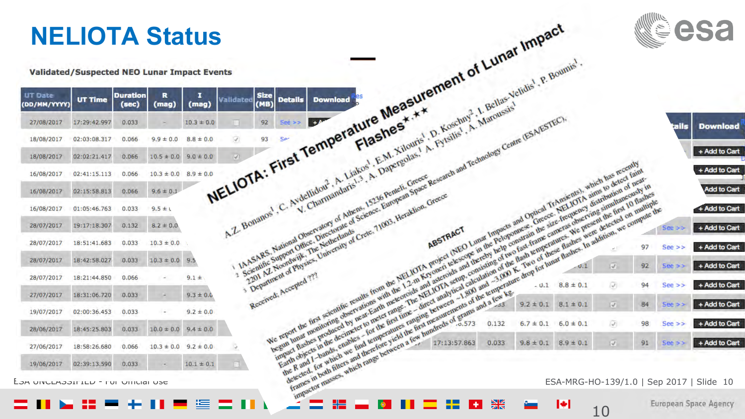# NELIOTA Status

## Validated/Suspected NEO Lunar Impact Events

| UT Date (DD/MM/YYYY) | UT Time | Duration (sec) | R (mag) | I (mag) | Validated | Size (MB) | Details | Download |
|---|---|---|---|---|---|---|---|---|
| 27/08/2017 | 17:29:42.997 | 0.033 | - | 10.3 ± 0.0 | | 92 | See >> | + Add to Cart |
| 18/08/2017 | 02:03:08.317 | 0.066 | 9.9 ± 0.0 | 8.8 ± 0.0 | ✓ | 93 | See >> | |
| 18/08/2017 | 02:02:21.417 | 0.066 | 10.5 ± 0.0 | 9.0 ± 0.0 | ✓ | | | |
| 16/08/2017 | 02:41:15.113 | 0.066 | 10.3 ± 0.0 | 8.9 ± 0.0 | | | | |
| 16/08/2017 | 02:15:58.813 | 0.066 | 9.6 ± 0.1 | | | | | |
| 16/08/2017 | 01:05:46.763 | 0.033 | 9.5 ± | | | | | |
| 28/07/2017 | 19:17:18.307 | 0.132 | 8.2 ± 0.0 | | | | | |
| 28/07/2017 | 18:51:41.683 | 0.033 | 10.3 ± 0.0 | | | | | |
| 28/07/2017 | 18:42:58.027 | 0.033 | 10.3 ± 0.0 | 9.5 | | | | |
| 28/07/2017 | 18:21:44.850 | 0.066 | - | 9.1 ± | | | | |
| 27/07/2017 | 18:31:06.720 | 0.033 | - | 9.3 ± 0.0 | | | | |
| 19/07/2017 | 02:00:36.453 | 0.033 | - | 9.2 ± 0.0 | | | | |
| 28/06/2017 | 18:45:25.803 | 0.033 | 10.0 ± 0.0 | 9.4 ± 0.0 | | | | |
| 27/06/2017 | 18:58:26.680 | 0.066 | 10.3 ± 0.0 | 9.2 ± 0.0 | | | | |
| 19/06/2017 | 02:39:13.590 | 0.033 | - | 10.1 ± 0.1 | | | | |

## NELIOTA: First Temperature Measurement of Lunar Impact Flashes*,**

A.Z. Bonanos[1], C. Avdellidou[2], A. Liakos[1], E.M. Xilouris[1], D. Koschny[2], I. Bellas-Velidis[1], P. Boumis[1], V. Charmandaris[1,3], A. Dapergolas[1], A. Fytsilis[1], A. Maroussis[1]

[1] IAASARS, National Observatory of Athens, 15236 Penteli, Greece
[2] Scientific Support Office, Directorate of Science, European Space Research and Technology Centre (ESA/ESTEC), 2201 AZ Noordwijk, The Netherlands
[3] Department of Physics, University of Crete, 71003, Heraklion, Greece

Received: Accepted ???

### ABSTRACT

We report the first scientific results from the NELIOTA project (NEO Lunar Impacts and Optical TrAnsients), which has recently begun lunar monitoring observations with the 1.2-m Kryoneri telescope in the Peloponnese, Greece. NELIOTA aims to detect faint impact flashes produced by near-Earth meteoroids and asteroids and thereby help constrain the size-frequency distribution of near-Earth objects in the decimeter to meter range. The NELIOTA setup, consisting of two fast-frame cameras observing simultaneously in the R and I-bands, enables – for the first time – direct analytical calculation of the flash temperatures. We present the first 10 flashes detected, for which we find temperatures ranging between ~1,800 and ~3,000 K. Two of these flashes were detected on multiple frames in both filters and therefore yield the first measurements of the temperature drop for lunar flashes. In addition, we compute the impactor masses, which range between a few hundreds of grams and a few kg.

| Details | Download |
|---|---|
| | + Add to Cart |
| | + Add to Cart |
| | + Add to Cart |
| | + Add to Cart |
| See >> | + Add to Cart |

| UT Time | Duration (sec) | R (mag) | I (mag) | Validated | Size (MB) | Details | Download |
|---|---|---|---|---|---|---|---|
| | | | | | 97 | See >> | + Add to Cart |
| | | | ± 0.1 | ✓ | 92 | See >> | + Add to Cart |
| | | ± 0.1 | 8.8 ± 0.1 | ✓ | 94 | See >> | + Add to Cart |
| | .033 | 9.2 ± 0.1 | 8.1 ± 0.1 | ✓ | 84 | See >> | + Add to Cart |
| .573 | 0.132 | 6.7 ± 0.1 | 6.0 ± 0.1 | ✓ | 98 | See >> | + Add to Cart |
| 17:13:57.863 | 0.033 | 9.8 ± 0.1 | 8.9 ± 0.1 | ✓ | 91 | See >> | + Add to Cart |

ESA UNCLASSIFIED - For Official Use

ESA-MRG-HO-139/1.0 | Sep 2017 | Slide 10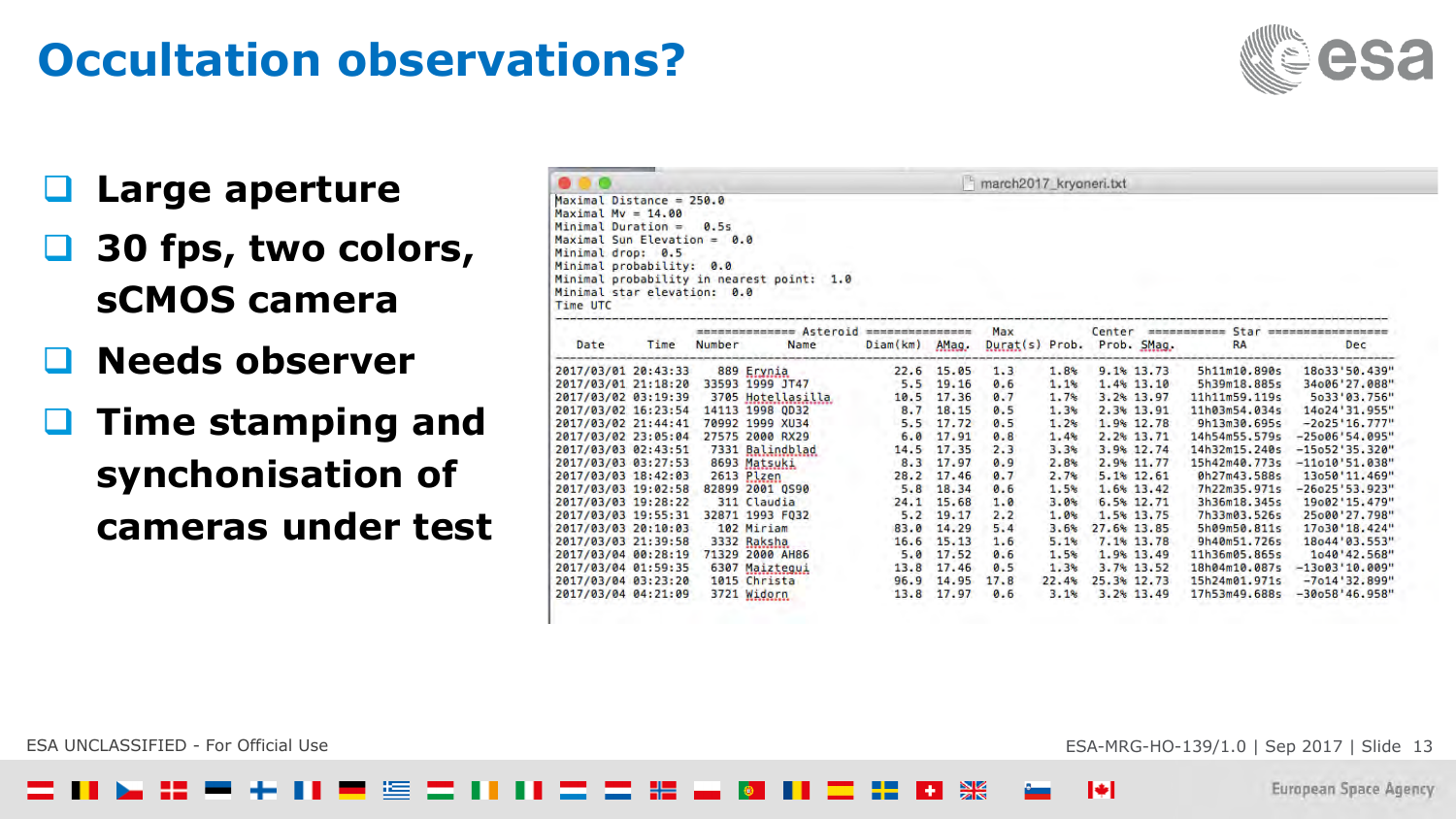# Occultation observations?

- Large aperture
- 30 fps, two colors, sCMOS camera
- Needs observer
- Time stamping and synchonisation of cameras under test

march2017_kryoneri.txt

```
Maximal Distance = 250.0
Maximal Mv = 14.00
Minimal Duration =   0.5s
Maximal Sun Elevation =  0.0
Minimal drop:  0.5
Minimal probability:  0.0
Minimal probability in nearest point:  1.0
Minimal star elevation:  0.0
Time UTC
```

| Date | Time | Asteroid Number | Asteroid Name | Diam(km) | AMag. | Max Durat(s) | Prob. | Center Prob. | SMag. | Star RA | Star Dec |
|---|---|---|---|---|---|---|---|---|---|---|---|
| 2017/03/01 | 20:43:33 | 889 | Erynia | 22.6 | 15.05 | 1.3 | 1.8% | 9.1% | 13.73 | 5h11m10.890s | 18o33'50.439" |
| 2017/03/01 | 21:18:20 | 33593 | 1999 JT47 | 5.5 | 19.16 | 0.6 | 1.1% | 1.4% | 13.10 | 5h39m18.885s | 34o06'27.088" |
| 2017/03/02 | 03:19:39 | 3705 | Hotellasilla | 10.5 | 17.36 | 0.7 | 1.7% | 3.2% | 13.97 | 11h11m59.119s | 5o33'03.756" |
| 2017/03/02 | 16:23:54 | 14113 | 1998 QD32 | 8.7 | 18.15 | 0.5 | 1.3% | 2.3% | 13.91 | 11h03m54.034s | 14o24'31.955" |
| 2017/03/02 | 21:44:41 | 70992 | 1999 XU34 | 5.5 | 17.72 | 0.5 | 1.2% | 1.9% | 12.78 | 9h13m30.695s | -2o25'16.777" |
| 2017/03/02 | 23:05:04 | 27575 | 2000 RX29 | 6.0 | 17.91 | 0.8 | 1.4% | 2.2% | 13.71 | 14h54m55.579s | -25o06'54.095" |
| 2017/03/03 | 02:43:51 | 7331 | Balindblad | 14.5 | 17.35 | 2.3 | 3.3% | 3.9% | 12.74 | 14h32m15.240s | -15o52'35.320" |
| 2017/03/03 | 03:27:53 | 8693 | Matsuki | 8.3 | 17.97 | 0.9 | 2.8% | 2.9% | 11.77 | 15h42m40.773s | -11o10'51.038" |
| 2017/03/03 | 18:42:03 | 2613 | Plzen | 28.2 | 17.46 | 0.7 | 2.7% | 5.1% | 12.61 | 0h27m43.588s | 13o50'11.469" |
| 2017/03/03 | 19:02:58 | 82899 | 2001 QS90 | 5.8 | 18.34 | 0.6 | 1.5% | 1.6% | 13.42 | 7h22m35.971s | -26o25'53.923" |
| 2017/03/03 | 19:28:22 | 311 | Claudia | 24.1 | 15.68 | 1.0 | 3.0% | 6.5% | 12.71 | 3h36m18.345s | 19o02'15.479" |
| 2017/03/03 | 19:55:31 | 32871 | 1993 FQ32 | 5.2 | 19.17 | 2.2 | 1.0% | 1.5% | 13.75 | 7h33m03.526s | 25o00'27.798" |
| 2017/03/03 | 20:10:03 | 102 | Miriam | 83.0 | 14.29 | 5.4 | 3.6% | 27.6% | 13.85 | 5h09m50.811s | 17o30'18.424" |
| 2017/03/03 | 21:39:58 | 3332 | Raksha | 16.6 | 15.13 | 1.6 | 5.1% | 7.1% | 13.78 | 9h40m51.726s | 18o44'03.553" |
| 2017/03/04 | 00:28:19 | 71329 | 2000 AH86 | 5.0 | 17.52 | 0.6 | 1.5% | 1.9% | 13.49 | 11h36m05.865s | 1o40'42.568" |
| 2017/03/04 | 01:59:35 | 6307 | Maiztegui | 13.8 | 17.46 | 0.5 | 1.3% | 3.7% | 13.52 | 18h04m10.087s | -13o03'10.009" |
| 2017/03/04 | 03:23:20 | 1015 | Christa | 96.9 | 14.95 | 17.8 | 22.4% | 25.3% | 12.73 | 15h24m01.971s | -7o14'32.899" |
| 2017/03/04 | 04:21:09 | 3721 | Widorn | 13.8 | 17.97 | 0.6 | 3.1% | 3.2% | 13.49 | 17h53m49.688s | -30o58'46.958" |

ESA UNCLASSIFIED - For Official Use

ESA-MRG-HO-139/1.0 | Sep 2017 | Slide 13